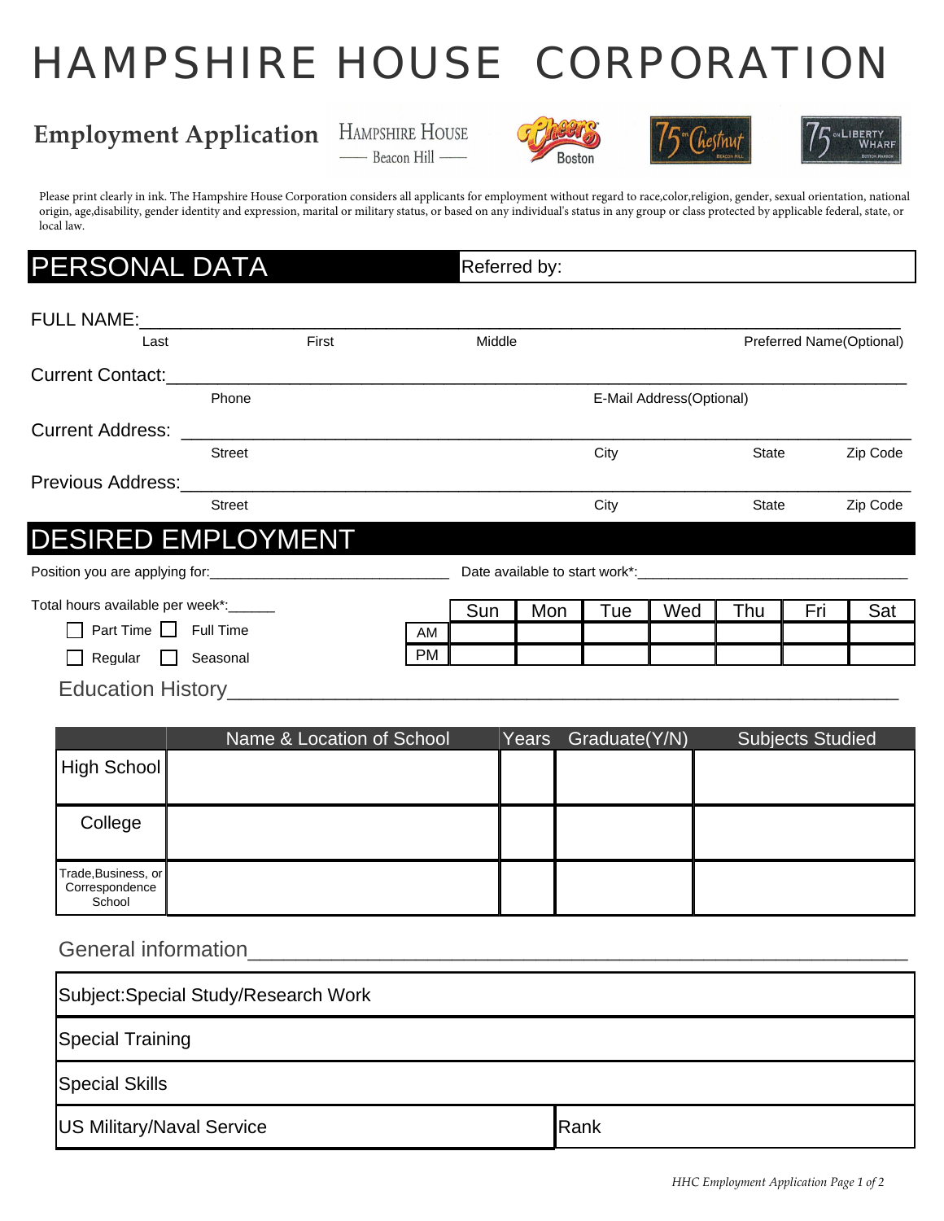# HAMPSHIRE HOUSE CORPORATION

## Employment Application

Hampshire House — Beacon Hill — | Cheers Boston | 75 on Chestnut | 75 on Liberty Wharf

Please print clearly in ink. The Hampshire House Corporation considers all applicants for employment without regard to race,color,religion, gender, sexual orientation, national origin, age,disability, gender identity and expression, marital or military status, or based on any individual's status in any group or class protected by applicable federal, state, or local law.

## PERSONAL DATA

Referred by:

FULL NAME:______________________________________________________________

Last | First | Middle | Preferred Name(Optional)

Current Contact:__________________________________________________________

Phone | E-Mail Address(Optional)

Current Address: _________________________________________________________

Street | City | State | Zip Code

Previous Address:_________________________________________________________

Street | City | State | Zip Code

## DESIRED EMPLOYMENT

Position you are applying for:______________________________ Date available to start work*:__________________________________

Total hours available per week*:______

☐ Part Time ☐ Full Time

☐ Regular ☐ Seasonal

| | Sun | Mon | Tue | Wed | Thu | Fri | Sat |
|---|---|---|---|---|---|---|---|
| AM | | | | | | | |
| PM | | | | | | | |

### Education History

| | Name & Location of School | Years | Graduate(Y/N) | Subjects Studied |
|---|---|---|---|---|
| High School | | | | |
| College | | | | |
| Trade,Business, or Correspondence School | | | | |

### General information

| Subject:Special Study/Research Work | |
|---|---|
| Special Training | |
| Special Skills | |
| US Military/Naval Service | Rank |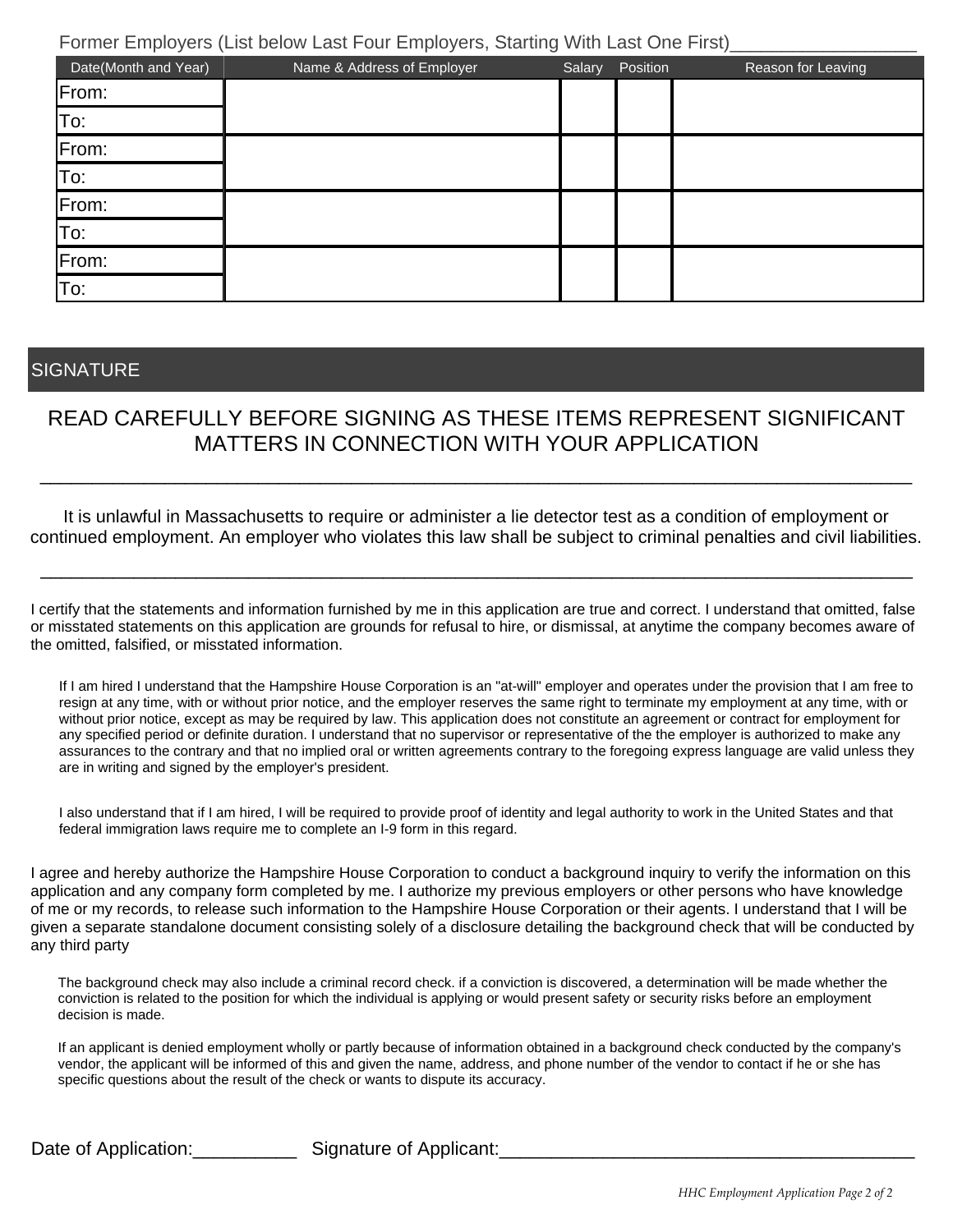Former Employers (List below Last Four Employers, Starting With Last One First)_________________

| Date(Month and Year) | Name & Address of Employer | Salary | Position | Reason for Leaving |
|---|---|---|---|---|
| From: | | | | |
| To: | | | | |
| From: | | | | |
| To: | | | | |
| From: | | | | |
| To: | | | | |
| From: | | | | |
| To: | | | | |

## SIGNATURE

### READ CAREFULLY BEFORE SIGNING AS THESE ITEMS REPRESENT SIGNIFICANT MATTERS IN CONNECTION WITH YOUR APPLICATION

It is unlawful in Massachusetts to require or administer a lie detector test as a condition of employment or continued employment. An employer who violates this law shall be subject to criminal penalties and civil liabilities.

I certify that the statements and information furnished by me in this application are true and correct. I understand that omitted, false or misstated statements on this application are grounds for refusal to hire, or dismissal, at anytime the company becomes aware of the omitted, falsified, or misstated information.

If I am hired I understand that the Hampshire House Corporation is an "at-will" employer and operates under the provision that I am free to resign at any time, with or without prior notice, and the employer reserves the same right to terminate my employment at any time, with or without prior notice, except as may be required by law. This application does not constitute an agreement or contract for employment for any specified period or definite duration. I understand that no supervisor or representative of the the employer is authorized to make any assurances to the contrary and that no implied oral or written agreements contrary to the foregoing express language are valid unless they are in writing and signed by the employer's president.

I also understand that if I am hired, I will be required to provide proof of identity and legal authority to work in the United States and that federal immigration laws require me to complete an I-9 form in this regard.

I agree and hereby authorize the Hampshire House Corporation to conduct a background inquiry to verify the information on this application and any company form completed by me. I authorize my previous employers or other persons who have knowledge of me or my records, to release such information to the Hampshire House Corporation or their agents. I understand that I will be given a separate standalone document consisting solely of a disclosure detailing the background check that will be conducted by any third party

The background check may also include a criminal record check. if a conviction is discovered, a determination will be made whether the conviction is related to the position for which the individual is applying or would present safety or security risks before an employment decision is made.

If an applicant is denied employment wholly or partly because of information obtained in a background check conducted by the company's vendor, the applicant will be informed of this and given the name, address, and phone number of the vendor to contact if he or she has specific questions about the result of the check or wants to dispute its accuracy.

Date of Application:__________ Signature of Applicant:________________________________________